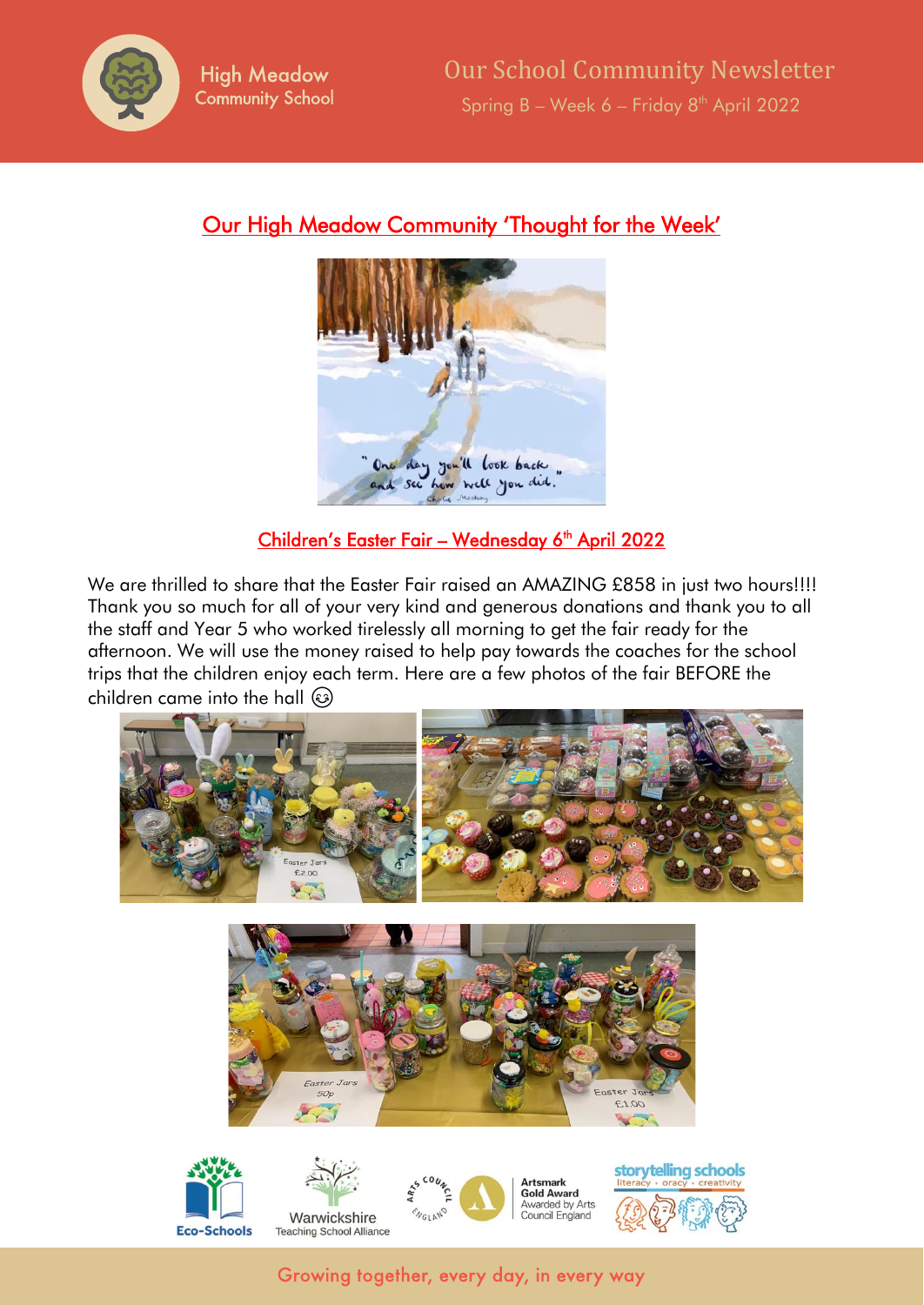# Our School Community Newsletter

Spring B – Week 6 – Friday 8th April 2022

## Our High Meadow Community 'Thought for the Week'

"One day you'll look back and see how well you did."

## Children's Easter Fair – Wednesday 6th April 2022

We are thrilled to share that the Easter Fair raised an AMAZING £858 in just two hours!!!! Thank you so much for all of your very kind and generous donations and thank you to all the staff and Year 5 who worked tirelessly all morning to get the fair ready for the afternoon. We will use the money raised to help pay towards the coaches for the school trips that the children enjoy each term. Here are a few photos of the fair BEFORE the children came into the hall 😉

Growing together, every day, in every way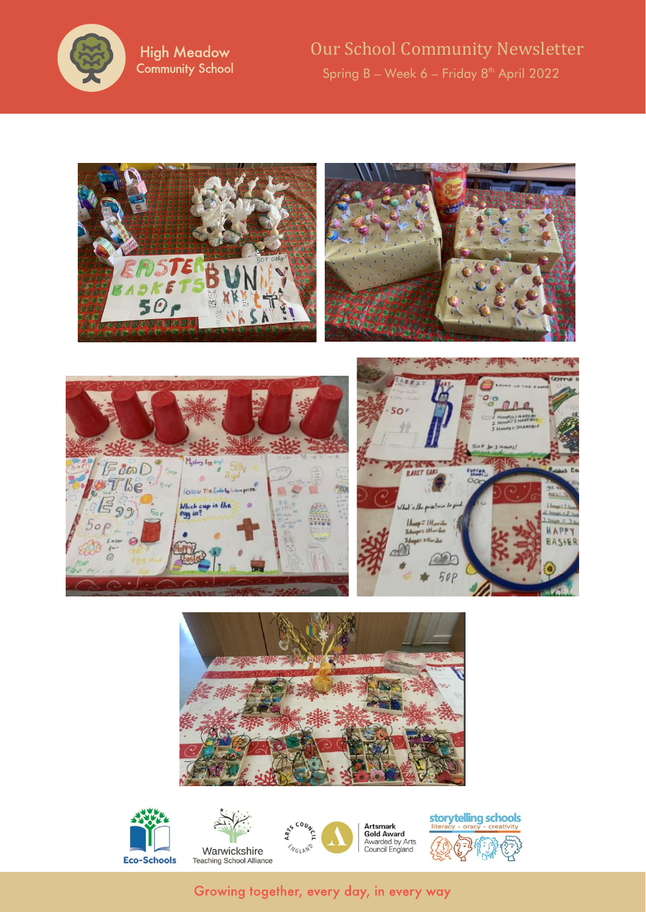# High Meadow Community School

## Our School Community Newsletter

Spring B – Week 6 – Friday 8th April 2022

Eco-Schools | Warwickshire Teaching School Alliance | Artsmark Gold Award Awarded by Arts Council England | storytelling schools literacy • oracy • creativity

Growing together, every day, in every way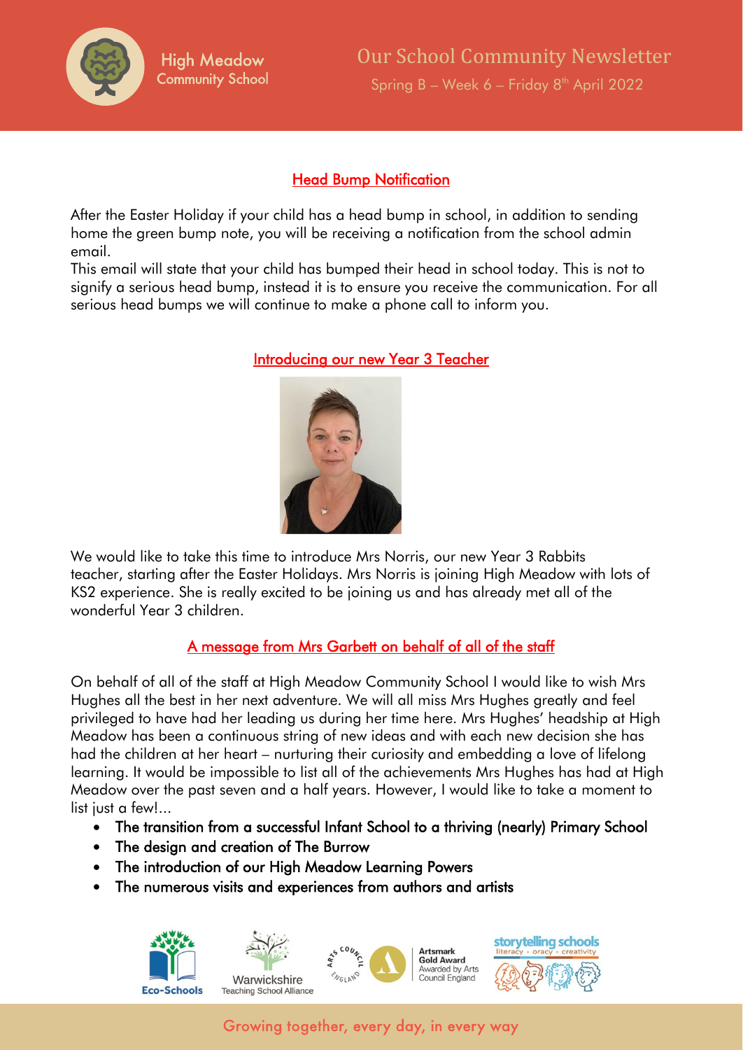## Head Bump Notification

After the Easter Holiday if your child has a head bump in school, in addition to sending home the green bump note, you will be receiving a notification from the school admin email.

This email will state that your child has bumped their head in school today. This is not to signify a serious head bump, instead it is to ensure you receive the communication. For all serious head bumps we will continue to make a phone call to inform you.

## Introducing our new Year 3 Teacher

We would like to take this time to introduce Mrs Norris, our new Year 3 Rabbits teacher, starting after the Easter Holidays. Mrs Norris is joining High Meadow with lots of KS2 experience. She is really excited to be joining us and has already met all of the wonderful Year 3 children.

## A message from Mrs Garbett on behalf of all of the staff

On behalf of all of the staff at High Meadow Community School I would like to wish Mrs Hughes all the best in her next adventure. We will all miss Mrs Hughes greatly and feel privileged to have had her leading us during her time here. Mrs Hughes' headship at High Meadow has been a continuous string of new ideas and with each new decision she has had the children at her heart – nurturing their curiosity and embedding a love of lifelong learning. It would be impossible to list all of the achievements Mrs Hughes has had at High Meadow over the past seven and a half years. However, I would like to take a moment to list just a few!...

- The transition from a successful Infant School to a thriving (nearly) Primary School
- The design and creation of The Burrow
- The introduction of our High Meadow Learning Powers
- The numerous visits and experiences from authors and artists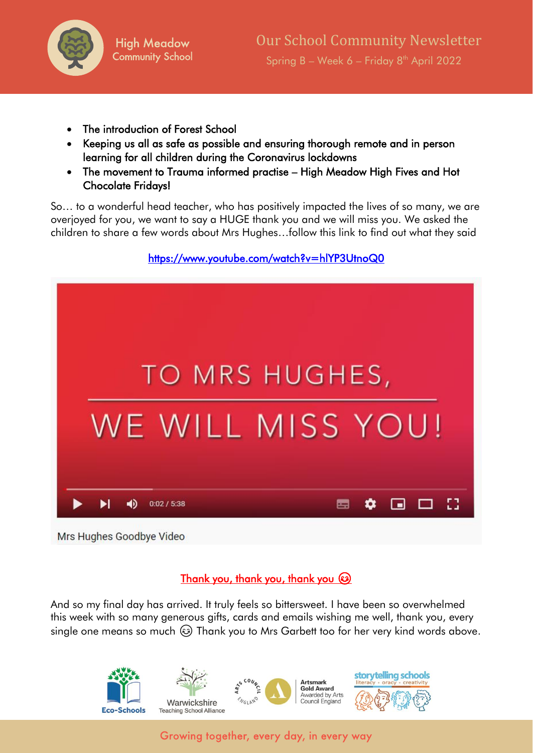- The introduction of Forest School
- Keeping us all as safe as possible and ensuring thorough remote and in person learning for all children during the Coronavirus lockdowns
- The movement to Trauma informed practise – High Meadow High Fives and Hot Chocolate Fridays!

So… to a wonderful head teacher, who has positively impacted the lives of so many, we are overjoyed for you, we want to say a HUGE thank you and we will miss you. We asked the children to share a few words about Mrs Hughes…follow this link to find out what they said

https://www.youtube.com/watch?v=hlYP3UtnoQ0

TO MRS HUGHES,

WE WILL MISS YOU!

Mrs Hughes Goodbye Video

Thank you, thank you, thank you 😊

And so my final day has arrived. It truly feels so bittersweet. I have been so overwhelmed this week with so many generous gifts, cards and emails wishing me well, thank you, every single one means so much 😊 Thank you to Mrs Garbett too for her very kind words above.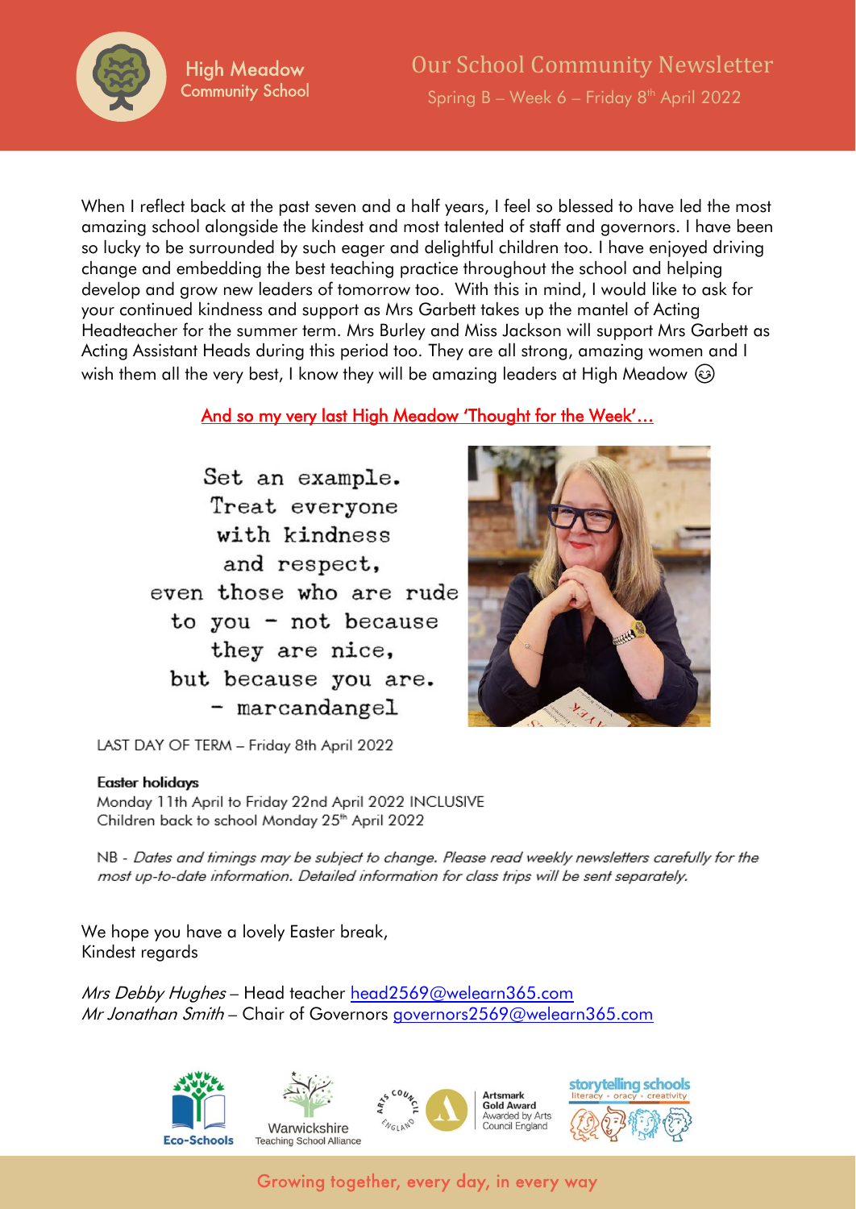When I reflect back at the past seven and a half years, I feel so blessed to have led the most amazing school alongside the kindest and most talented of staff and governors. I have been so lucky to be surrounded by such eager and delightful children too. I have enjoyed driving change and embedding the best teaching practice throughout the school and helping develop and grow new leaders of tomorrow too. With this in mind, I would like to ask for your continued kindness and support as Mrs Garbett takes up the mantel of Acting Headteacher for the summer term. Mrs Burley and Miss Jackson will support Mrs Garbett as Acting Assistant Heads during this period too. They are all strong, amazing women and I wish them all the very best, I know they will be amazing leaders at High Meadow 😉

And so my very last High Meadow 'Thought for the Week'…

Set an example.
Treat everyone
with kindness
and respect,
even those who are rude
to you - not because
they are nice,
but because you are.
- marcandangel

LAST DAY OF TERM – Friday 8th April 2022

**Easter holidays**
Monday 11th April to Friday 22nd April 2022 INCLUSIVE
Children back to school Monday 25th April 2022

NB - *Dates and timings may be subject to change. Please read weekly newsletters carefully for the most up-to-date information. Detailed information for class trips will be sent separately.*

We hope you have a lovely Easter break,
Kindest regards

*Mrs Debby Hughes* – Head teacher head2569@welearn365.com
*Mr Jonathan Smith* – Chair of Governors governors2569@welearn365.com

Eco-Schools

Warwickshire Teaching School Alliance

Artsmark Gold Award Awarded by Arts Council England

storytelling schools literacy • oracy • creativity

Growing together, every day, in every way